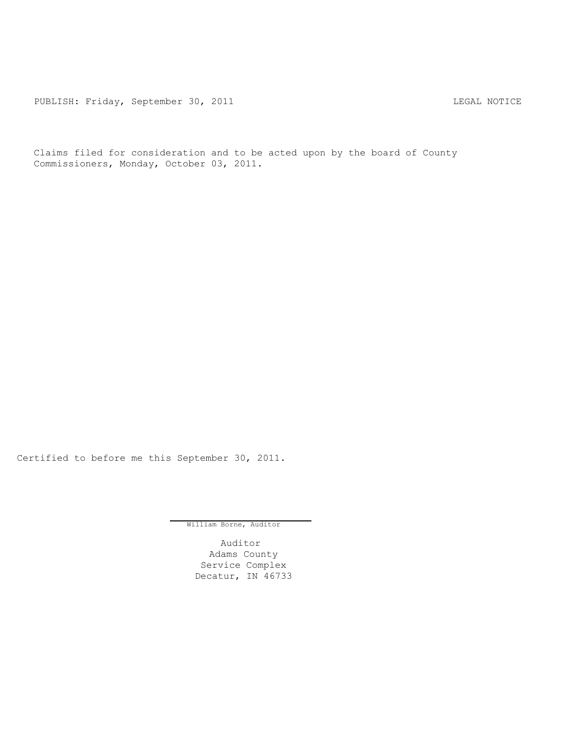PUBLISH: Friday, September 30, 2011 LEGAL NOTICE

Claims filed for consideration and to be acted upon by the board of County Commissioners, Monday, October 03, 2011.

Certified to before me this September 30, 2011.

William Borne, Auditor

Auditor
Adams County
Service Complex
Decatur, IN 46733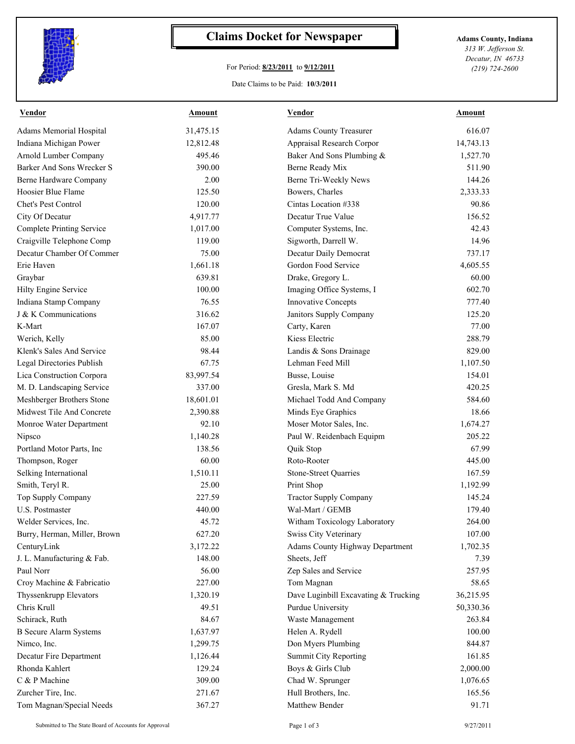# Claims Docket for Newspaper

For Period: **8/23/2011** to **9/12/2011**

Date Claims to be Paid: **10/3/2011**

**Adams County, Indiana**
*313 W. Jefferson St.*
*Decatur, IN 46733*
*(219) 724-2600*

| Vendor | Amount | Vendor | Amount |
|---|---|---|---|
| Adams Memorial Hospital | 31,475.15 | Adams County Treasurer | 616.07 |
| Indiana Michigan Power | 12,812.48 | Appraisal Research Corpor | 14,743.13 |
| Arnold Lumber Company | 495.46 | Baker And Sons Plumbing & | 1,527.70 |
| Barker And Sons Wrecker S | 390.00 | Berne Ready Mix | 511.90 |
| Berne Hardware Company | 2.00 | Berne Tri-Weekly News | 144.26 |
| Hoosier Blue Flame | 125.50 | Bowers, Charles | 2,333.33 |
| Chet's Pest Control | 120.00 | Cintas Location #338 | 90.86 |
| City Of Decatur | 4,917.77 | Decatur True Value | 156.52 |
| Complete Printing Service | 1,017.00 | Computer Systems, Inc. | 42.43 |
| Craigville Telephone Comp | 119.00 | Sigworth, Darrell W. | 14.96 |
| Decatur Chamber Of Commer | 75.00 | Decatur Daily Democrat | 737.17 |
| Erie Haven | 1,661.18 | Gordon Food Service | 4,605.55 |
| Graybar | 639.81 | Drake, Gregory L. | 60.00 |
| Hilty Engine Service | 100.00 | Imaging Office Systems, I | 602.70 |
| Indiana Stamp Company | 76.55 | Innovative Concepts | 777.40 |
| J & K Communications | 316.62 | Janitors Supply Company | 125.20 |
| K-Mart | 167.07 | Carty, Karen | 77.00 |
| Werich, Kelly | 85.00 | Kiess Electric | 288.79 |
| Klenk's Sales And Service | 98.44 | Landis & Sons Drainage | 829.00 |
| Legal Directories Publish | 67.75 | Lehman Feed Mill | 1,107.50 |
| Lica Construction Corpora | 83,997.54 | Busse, Louise | 154.01 |
| M. D. Landscaping Service | 337.00 | Gresla, Mark S. Md | 420.25 |
| Meshberger Brothers Stone | 18,601.01 | Michael Todd And Company | 584.60 |
| Midwest Tile And Concrete | 2,390.88 | Minds Eye Graphics | 18.66 |
| Monroe Water Department | 92.10 | Moser Motor Sales, Inc. | 1,674.27 |
| Nipsco | 1,140.28 | Paul W. Reidenbach Equipm | 205.22 |
| Portland Motor Parts, Inc | 138.56 | Quik Stop | 67.99 |
| Thompson, Roger | 60.00 | Roto-Rooter | 445.00 |
| Selking International | 1,510.11 | Stone-Street Quarries | 167.59 |
| Smith, Teryl R. | 25.00 | Print Shop | 1,192.99 |
| Top Supply Company | 227.59 | Tractor Supply Company | 145.24 |
| U.S. Postmaster | 440.00 | Wal-Mart / GEMB | 179.40 |
| Welder Services, Inc. | 45.72 | Witham Toxicology Laboratory | 264.00 |
| Burry, Herman, Miller, Brown | 627.20 | Swiss City Veterinary | 107.00 |
| CenturyLink | 3,172.22 | Adams County Highway Department | 1,702.35 |
| J. L. Manufacturing & Fab. | 148.00 | Sheets, Jeff | 7.39 |
| Paul Norr | 56.00 | Zep Sales and Service | 257.95 |
| Croy Machine & Fabricatio | 227.00 | Tom Magnan | 58.65 |
| Thyssenkrupp Elevators | 1,320.19 | Dave Luginbill Excavating & Trucking | 36,215.95 |
| Chris Krull | 49.51 | Purdue University | 50,330.36 |
| Schirack, Ruth | 84.67 | Waste Management | 263.84 |
| B Secure Alarm Systems | 1,637.97 | Helen A. Rydell | 100.00 |
| Nimco, Inc. | 1,299.75 | Don Myers Plumbing | 844.87 |
| Decatur Fire Department | 1,126.44 | Summit City Reporting | 161.85 |
| Rhonda Kahlert | 129.24 | Boys & Girls Club | 2,000.00 |
| C & P Machine | 309.00 | Chad W. Sprunger | 1,076.65 |
| Zurcher Tire, Inc. | 271.67 | Hull Brothers, Inc. | 165.56 |
| Tom Magnan/Special Needs | 367.27 | Matthew Bender | 91.71 |

Submitted to The State Board of Accounts for Approval

9/27/2011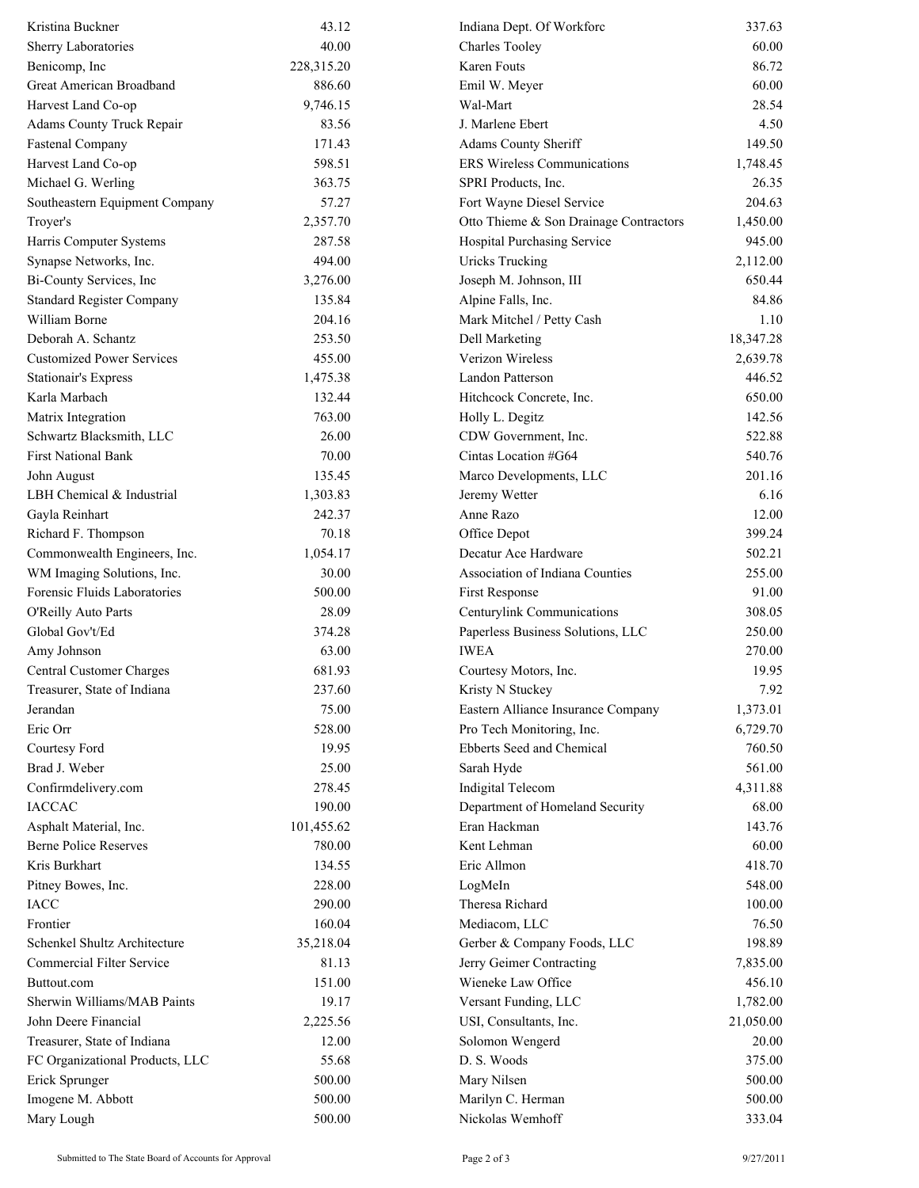| Name | Amount |
|---|---|
| Kristina Buckner | 43.12 |
| Sherry Laboratories | 40.00 |
| Benicomp, Inc | 228,315.20 |
| Great American Broadband | 886.60 |
| Harvest Land Co-op | 9,746.15 |
| Adams County Truck Repair | 83.56 |
| Fastenal Company | 171.43 |
| Harvest Land Co-op | 598.51 |
| Michael G. Werling | 363.75 |
| Southeastern Equipment Company | 57.27 |
| Troyer's | 2,357.70 |
| Harris Computer Systems | 287.58 |
| Synapse Networks, Inc. | 494.00 |
| Bi-County Services, Inc | 3,276.00 |
| Standard Register Company | 135.84 |
| William Borne | 204.16 |
| Deborah A. Schantz | 253.50 |
| Customized Power Services | 455.00 |
| Stationair's Express | 1,475.38 |
| Karla Marbach | 132.44 |
| Matrix Integration | 763.00 |
| Schwartz Blacksmith, LLC | 26.00 |
| First National Bank | 70.00 |
| John August | 135.45 |
| LBH Chemical & Industrial | 1,303.83 |
| Gayla Reinhart | 242.37 |
| Richard F. Thompson | 70.18 |
| Commonwealth Engineers, Inc. | 1,054.17 |
| WM Imaging Solutions, Inc. | 30.00 |
| Forensic Fluids Laboratories | 500.00 |
| O'Reilly Auto Parts | 28.09 |
| Global Gov't/Ed | 374.28 |
| Amy Johnson | 63.00 |
| Central Customer Charges | 681.93 |
| Treasurer, State of Indiana | 237.60 |
| Jerandan | 75.00 |
| Eric Orr | 528.00 |
| Courtesy Ford | 19.95 |
| Brad J. Weber | 25.00 |
| Confirmdelivery.com | 278.45 |
| IACCAC | 190.00 |
| Asphalt Material, Inc. | 101,455.62 |
| Berne Police Reserves | 780.00 |
| Kris Burkhart | 134.55 |
| Pitney Bowes, Inc. | 228.00 |
| IACC | 290.00 |
| Frontier | 160.04 |
| Schenkel Shultz Architecture | 35,218.04 |
| Commercial Filter Service | 81.13 |
| Buttout.com | 151.00 |
| Sherwin Williams/MAB Paints | 19.17 |
| John Deere Financial | 2,225.56 |
| Treasurer, State of Indiana | 12.00 |
| FC Organizational Products, LLC | 55.68 |
| Erick Sprunger | 500.00 |
| Imogene M. Abbott | 500.00 |
| Mary Lough | 500.00 |
| Indiana Dept. Of Workforc | 337.63 |
| Charles Tooley | 60.00 |
| Karen Fouts | 86.72 |
| Emil W. Meyer | 60.00 |
| Wal-Mart | 28.54 |
| J. Marlene Ebert | 4.50 |
| Adams County Sheriff | 149.50 |
| ERS Wireless Communications | 1,748.45 |
| SPRI Products, Inc. | 26.35 |
| Fort Wayne Diesel Service | 204.63 |
| Otto Thieme & Son Drainage Contractors | 1,450.00 |
| Hospital Purchasing Service | 945.00 |
| Uricks Trucking | 2,112.00 |
| Joseph M. Johnson, III | 650.44 |
| Alpine Falls, Inc. | 84.86 |
| Mark Mitchel / Petty Cash | 1.10 |
| Dell Marketing | 18,347.28 |
| Verizon Wireless | 2,639.78 |
| Landon Patterson | 446.52 |
| Hitchcock Concrete, Inc. | 650.00 |
| Holly L. Degitz | 142.56 |
| CDW Government, Inc. | 522.88 |
| Cintas Location #G64 | 540.76 |
| Marco Developments, LLC | 201.16 |
| Jeremy Wetter | 6.16 |
| Anne Razo | 12.00 |
| Office Depot | 399.24 |
| Decatur Ace Hardware | 502.21 |
| Association of Indiana Counties | 255.00 |
| First Response | 91.00 |
| Centurylink Communications | 308.05 |
| Paperless Business Solutions, LLC | 250.00 |
| IWEA | 270.00 |
| Courtesy Motors, Inc. | 19.95 |
| Kristy N Stuckey | 7.92 |
| Eastern Alliance Insurance Company | 1,373.01 |
| Pro Tech Monitoring, Inc. | 6,729.70 |
| Ebberts Seed and Chemical | 760.50 |
| Sarah Hyde | 561.00 |
| Indigital Telecom | 4,311.88 |
| Department of Homeland Security | 68.00 |
| Eran Hackman | 143.76 |
| Kent Lehman | 60.00 |
| Eric Allmon | 418.70 |
| LogMeIn | 548.00 |
| Theresa Richard | 100.00 |
| Mediacom, LLC | 76.50 |
| Gerber & Company Foods, LLC | 198.89 |
| Jerry Geimer Contracting | 7,835.00 |
| Wieneke Law Office | 456.10 |
| Versant Funding, LLC | 1,782.00 |
| USI, Consultants, Inc. | 21,050.00 |
| Solomon Wengerd | 20.00 |
| D. S. Woods | 375.00 |
| Mary Nilsen | 500.00 |
| Marilyn C. Herman | 500.00 |
| Nickolas Wemhoff | 333.04 |

Submitted to The State Board of Accounts for Approval — 9/27/2011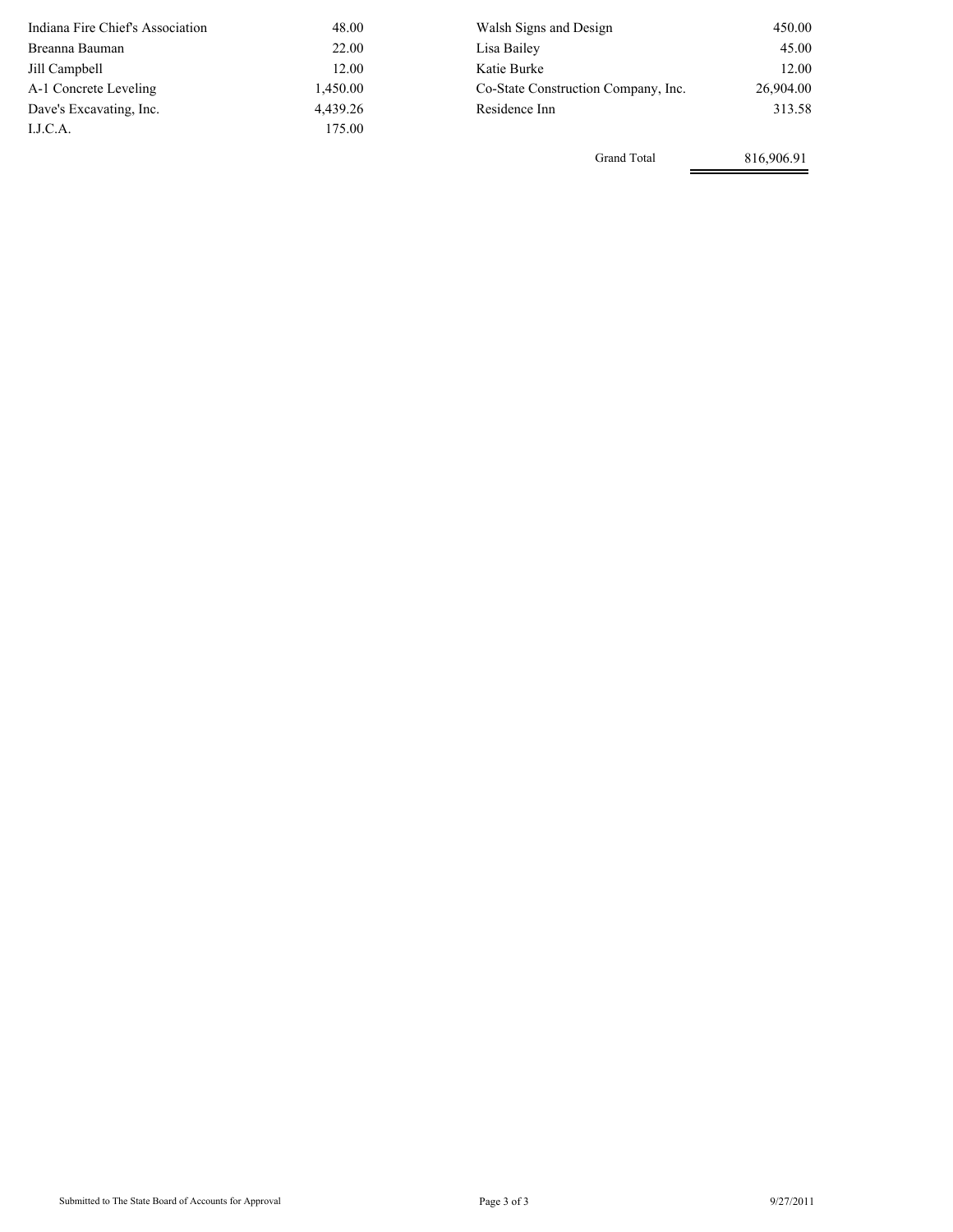| | | | |
|---|---|---|---|
| Indiana Fire Chief's Association | 48.00 | Walsh Signs and Design | 450.00 |
| Breanna Bauman | 22.00 | Lisa Bailey | 45.00 |
| Jill Campbell | 12.00 | Katie Burke | 12.00 |
| A-1 Concrete Leveling | 1,450.00 | Co-State Construction Company, Inc. | 26,904.00 |
| Dave's Excavating, Inc. | 4,439.26 | Residence Inn | 313.58 |
| I.J.C.A. | 175.00 | | |
| | | Grand Total | 816,906.91 |

Submitted to The State Board of Accounts for Approval

9/27/2011